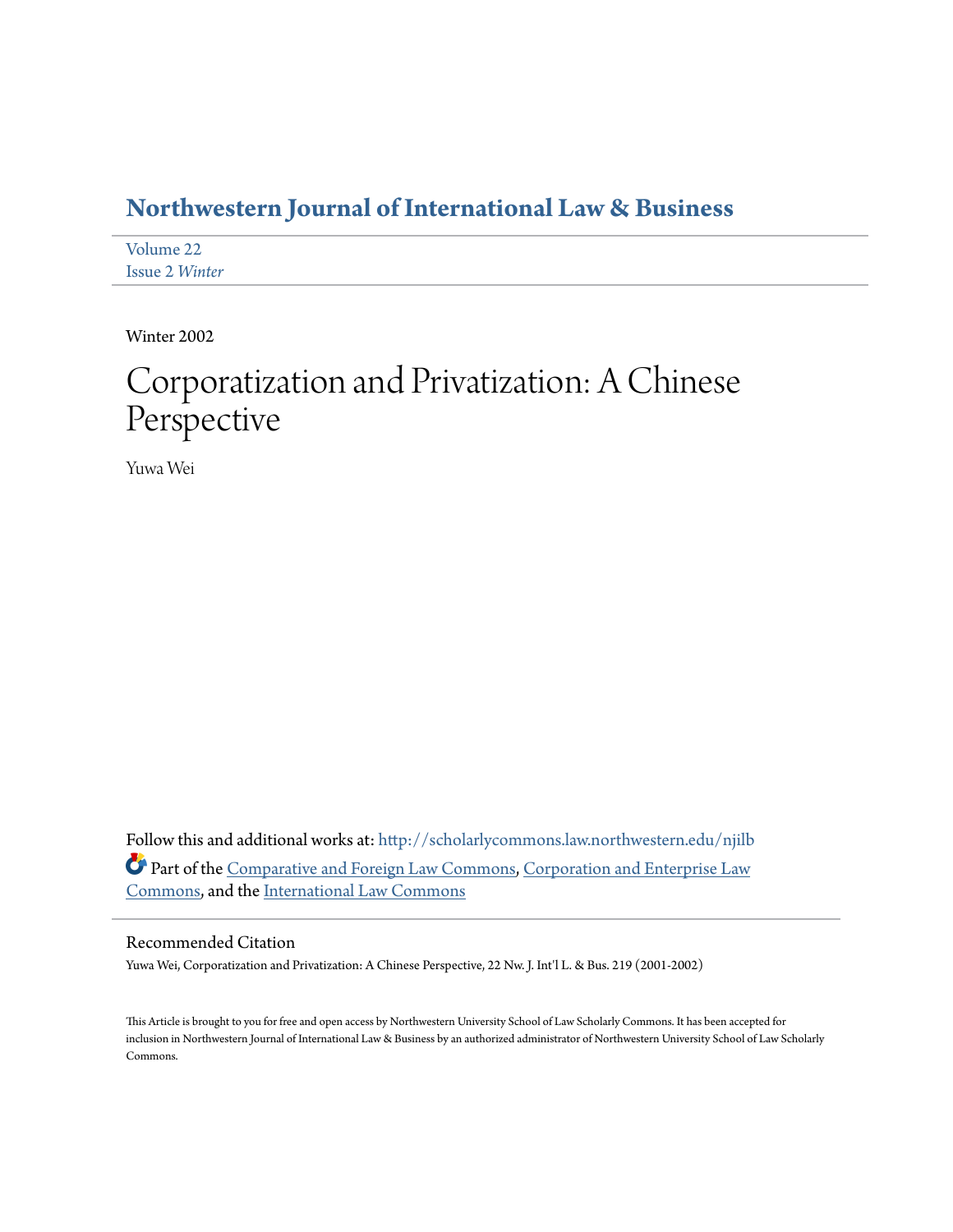# Northwestern Journal of International Law & Business

Volume 22
Issue 2 *Winter*

Winter 2002

# Corporatization and Privatization: A Chinese Perspective

Yuwa Wei

Follow this and additional works at: http://scholarlycommons.law.northwestern.edu/njilb

Part of the Comparative and Foreign Law Commons, Corporation and Enterprise Law Commons, and the International Law Commons

## Recommended Citation

Yuwa Wei, Corporatization and Privatization: A Chinese Perspective, 22 Nw. J. Int'l L. & Bus. 219 (2001-2002)

This Article is brought to you for free and open access by Northwestern University School of Law Scholarly Commons. It has been accepted for inclusion in Northwestern Journal of International Law & Business by an authorized administrator of Northwestern University School of Law Scholarly Commons.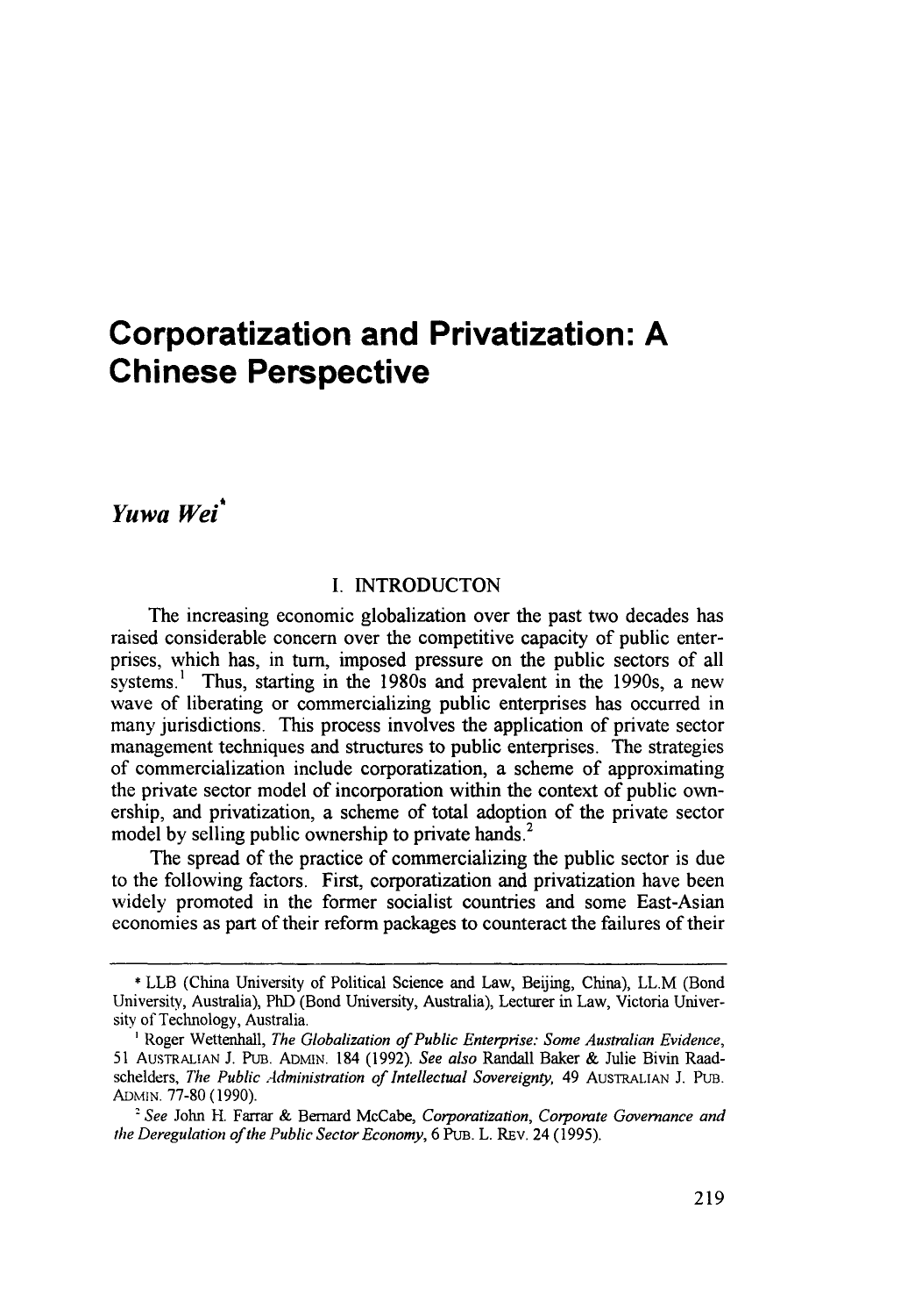# Corporatization and Privatization: A Chinese Perspective

*Yuwa Wei*[*]

## I. INTRODUCTON

The increasing economic globalization over the past two decades has raised considerable concern over the competitive capacity of public enterprises, which has, in turn, imposed pressure on the public sectors of all systems.[1] Thus, starting in the 1980s and prevalent in the 1990s, a new wave of liberating or commercializing public enterprises has occurred in many jurisdictions. This process involves the application of private sector management techniques and structures to public enterprises. The strategies of commercialization include corporatization, a scheme of approximating the private sector model of incorporation within the context of public ownership, and privatization, a scheme of total adoption of the private sector model by selling public ownership to private hands.[2]

The spread of the practice of commercializing the public sector is due to the following factors. First, corporatization and privatization have been widely promoted in the former socialist countries and some East-Asian economies as part of their reform packages to counteract the failures of their

---

[*] LLB (China University of Political Science and Law, Beijing, China), LL.M (Bond University, Australia), PhD (Bond University, Australia), Lecturer in Law, Victoria University of Technology, Australia.

[1] Roger Wettenhall, *The Globalization of Public Enterprise: Some Australian Evidence*, 51 AUSTRALIAN J. PUB. ADMIN. 184 (1992). *See also* Randall Baker & Julie Bivin Raadschelders, *The Public Administration of Intellectual Sovereignty*, 49 AUSTRALIAN J. PUB. ADMIN. 77-80 (1990).

[2] *See* John H. Farrar & Bernard McCabe, *Corporatization, Corporate Governance and the Deregulation of the Public Sector Economy*, 6 PUB. L. REV. 24 (1995).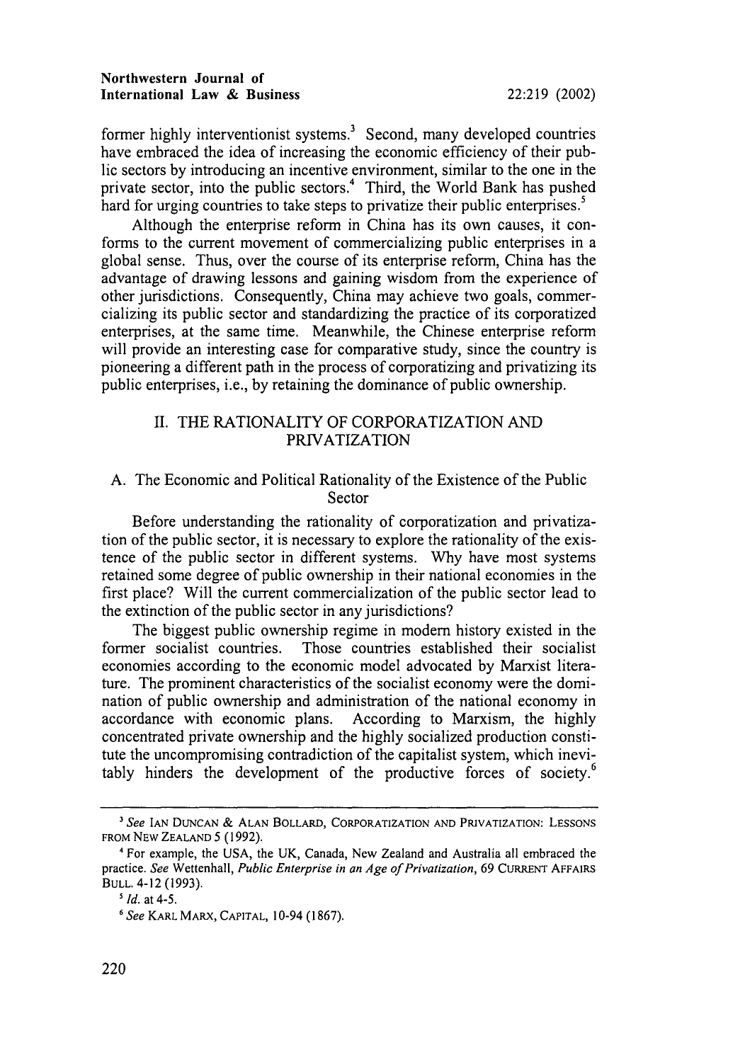former highly interventionist systems.[3] Second, many developed countries have embraced the idea of increasing the economic efficiency of their public sectors by introducing an incentive environment, similar to the one in the private sector, into the public sectors.[4] Third, the World Bank has pushed hard for urging countries to take steps to privatize their public enterprises.[5]

Although the enterprise reform in China has its own causes, it conforms to the current movement of commercializing public enterprises in a global sense. Thus, over the course of its enterprise reform, China has the advantage of drawing lessons and gaining wisdom from the experience of other jurisdictions. Consequently, China may achieve two goals, commercializing its public sector and standardizing the practice of its corporatized enterprises, at the same time. Meanwhile, the Chinese enterprise reform will provide an interesting case for comparative study, since the country is pioneering a different path in the process of corporatizing and privatizing its public enterprises, i.e., by retaining the dominance of public ownership.

## II. THE RATIONALITY OF CORPORATIZATION AND PRIVATIZATION

### A. The Economic and Political Rationality of the Existence of the Public Sector

Before understanding the rationality of corporatization and privatization of the public sector, it is necessary to explore the rationality of the existence of the public sector in different systems. Why have most systems retained some degree of public ownership in their national economies in the first place? Will the current commercialization of the public sector lead to the extinction of the public sector in any jurisdictions?

The biggest public ownership regime in modern history existed in the former socialist countries. Those countries established their socialist economies according to the economic model advocated by Marxist literature. The prominent characteristics of the socialist economy were the domination of public ownership and administration of the national economy in accordance with economic plans. According to Marxism, the highly concentrated private ownership and the highly socialized production constitute the uncompromising contradiction of the capitalist system, which inevitably hinders the development of the productive forces of society.[6]

---

[3] *See* IAN DUNCAN & ALAN BOLLARD, CORPORATIZATION AND PRIVATIZATION: LESSONS FROM NEW ZEALAND 5 (1992).

[4] For example, the USA, the UK, Canada, New Zealand and Australia all embraced the practice. *See* Wettenhall, *Public Enterprise in an Age of Privatization*, 69 CURRENT AFFAIRS BULL. 4-12 (1993).

[5] *Id.* at 4-5.

[6] *See* KARL MARX, CAPITAL, 10-94 (1867).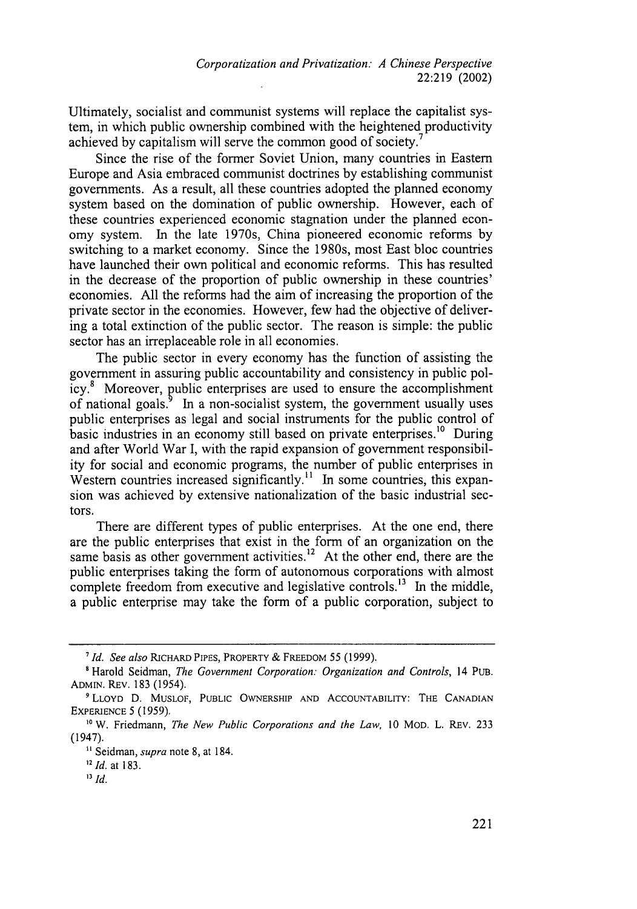Ultimately, socialist and communist systems will replace the capitalist system, in which public ownership combined with the heightened productivity achieved by capitalism will serve the common good of society.[7]

Since the rise of the former Soviet Union, many countries in Eastern Europe and Asia embraced communist doctrines by establishing communist governments. As a result, all these countries adopted the planned economy system based on the domination of public ownership. However, each of these countries experienced economic stagnation under the planned economy system. In the late 1970s, China pioneered economic reforms by switching to a market economy. Since the 1980s, most East bloc countries have launched their own political and economic reforms. This has resulted in the decrease of the proportion of public ownership in these countries' economies. All the reforms had the aim of increasing the proportion of the private sector in the economies. However, few had the objective of delivering a total extinction of the public sector. The reason is simple: the public sector has an irreplaceable role in all economies.

The public sector in every economy has the function of assisting the government in assuring public accountability and consistency in public policy.[8] Moreover, public enterprises are used to ensure the accomplishment of national goals.[9] In a non-socialist system, the government usually uses public enterprises as legal and social instruments for the public control of basic industries in an economy still based on private enterprises.[10] During and after World War I, with the rapid expansion of government responsibility for social and economic programs, the number of public enterprises in Western countries increased significantly.[11] In some countries, this expansion was achieved by extensive nationalization of the basic industrial sectors.

There are different types of public enterprises. At the one end, there are the public enterprises that exist in the form of an organization on the same basis as other government activities.[12] At the other end, there are the public enterprises taking the form of autonomous corporations with almost complete freedom from executive and legislative controls.[13] In the middle, a public enterprise may take the form of a public corporation, subject to

---

[7] *Id. See also* RICHARD PIPES, PROPERTY & FREEDOM 55 (1999).

[8] Harold Seidman, *The Government Corporation: Organization and Controls*, 14 PUB. ADMIN. REV. 183 (1954).

[9] LLOYD D. MUSLOF, PUBLIC OWNERSHIP AND ACCOUNTABILITY: THE CANADIAN EXPERIENCE 5 (1959).

[10] W. Friedmann, *The New Public Corporations and the Law*, 10 MOD. L. REV. 233 (1947).

[11] Seidman, *supra* note 8, at 184.

[12] *Id.* at 183.

[13] *Id.*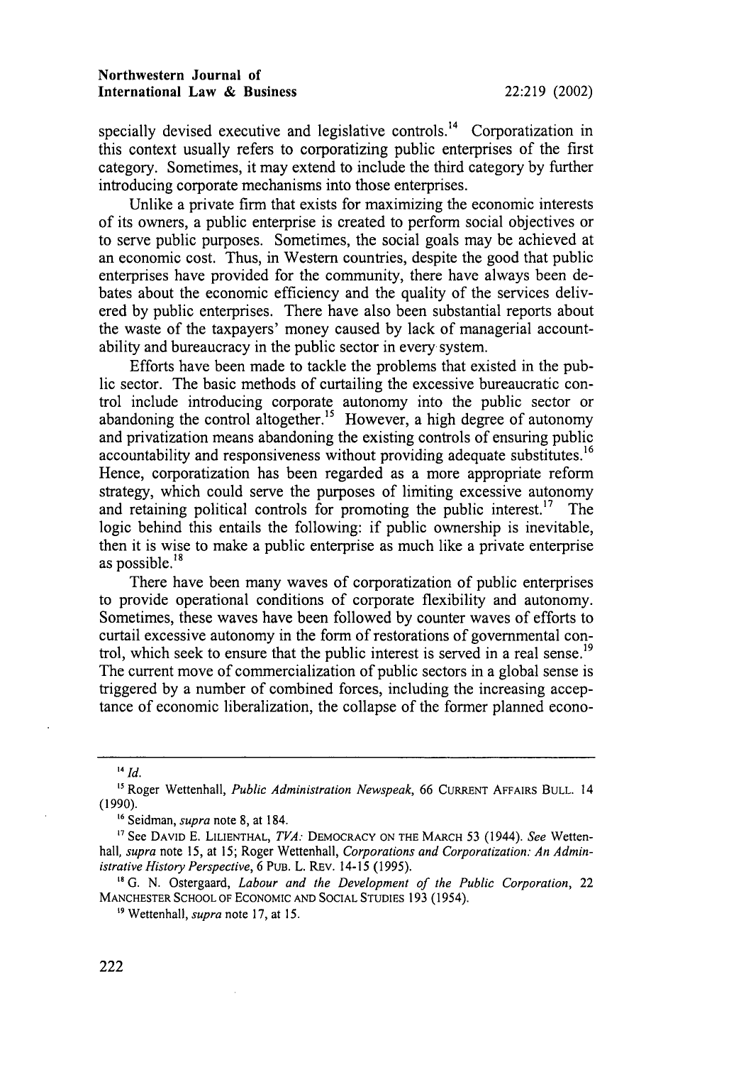specially devised executive and legislative controls.[14] Corporatization in this context usually refers to corporatizing public enterprises of the first category. Sometimes, it may extend to include the third category by further introducing corporate mechanisms into those enterprises.

Unlike a private firm that exists for maximizing the economic interests of its owners, a public enterprise is created to perform social objectives or to serve public purposes. Sometimes, the social goals may be achieved at an economic cost. Thus, in Western countries, despite the good that public enterprises have provided for the community, there have always been debates about the economic efficiency and the quality of the services delivered by public enterprises. There have also been substantial reports about the waste of the taxpayers' money caused by lack of managerial accountability and bureaucracy in the public sector in every system.

Efforts have been made to tackle the problems that existed in the public sector. The basic methods of curtailing the excessive bureaucratic control include introducing corporate autonomy into the public sector or abandoning the control altogether.[15] However, a high degree of autonomy and privatization means abandoning the existing controls of ensuring public accountability and responsiveness without providing adequate substitutes.[16] Hence, corporatization has been regarded as a more appropriate reform strategy, which could serve the purposes of limiting excessive autonomy and retaining political controls for promoting the public interest.[17] The logic behind this entails the following: if public ownership is inevitable, then it is wise to make a public enterprise as much like a private enterprise as possible.[18]

There have been many waves of corporatization of public enterprises to provide operational conditions of corporate flexibility and autonomy. Sometimes, these waves have been followed by counter waves of efforts to curtail excessive autonomy in the form of restorations of governmental control, which seek to ensure that the public interest is served in a real sense.[19] The current move of commercialization of public sectors in a global sense is triggered by a number of combined forces, including the increasing acceptance of economic liberalization, the collapse of the former planned econo-

---

[14] *Id.*

[15] Roger Wettenhall, *Public Administration Newspeak*, 66 CURRENT AFFAIRS BULL. 14 (1990).

[16] Seidman, *supra* note 8, at 184.

[17] See DAVID E. LILIENTHAL, *TVA: DEMOCRACY ON THE MARCH* 53 (1944). *See* Wettenhall, *supra* note 15, at 15; Roger Wettenhall, *Corporations and Corporatization: An Administrative History Perspective*, 6 PUB. L. REV. 14-15 (1995).

[18] G. N. Ostergaard, *Labour and the Development of the Public Corporation*, 22 MANCHESTER SCHOOL OF ECONOMIC AND SOCIAL STUDIES 193 (1954).

[19] Wettenhall, *supra* note 17, at 15.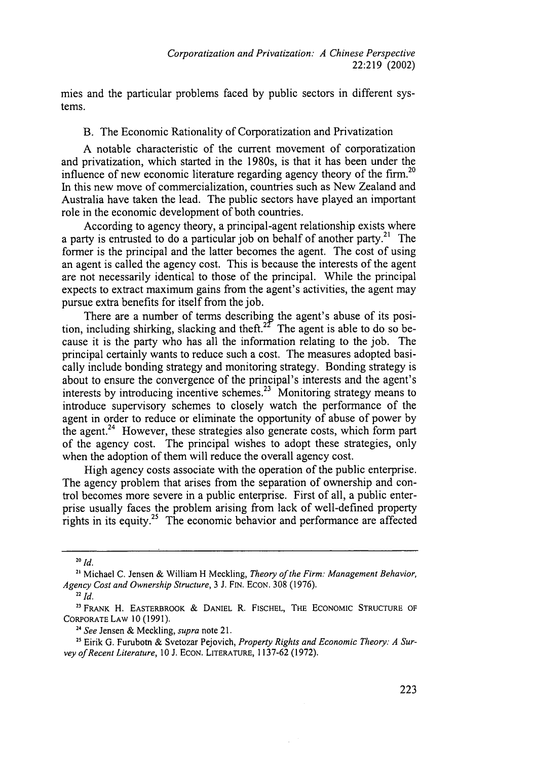mies and the particular problems faced by public sectors in different systems.

### B. The Economic Rationality of Corporatization and Privatization

A notable characteristic of the current movement of corporatization and privatization, which started in the 1980s, is that it has been under the influence of new economic literature regarding agency theory of the firm.[20] In this new move of commercialization, countries such as New Zealand and Australia have taken the lead. The public sectors have played an important role in the economic development of both countries.

According to agency theory, a principal-agent relationship exists where a party is entrusted to do a particular job on behalf of another party.[21] The former is the principal and the latter becomes the agent. The cost of using an agent is called the agency cost. This is because the interests of the agent are not necessarily identical to those of the principal. While the principal expects to extract maximum gains from the agent's activities, the agent may pursue extra benefits for itself from the job.

There are a number of terms describing the agent's abuse of its position, including shirking, slacking and theft.[22] The agent is able to do so because it is the party who has all the information relating to the job. The principal certainly wants to reduce such a cost. The measures adopted basically include bonding strategy and monitoring strategy. Bonding strategy is about to ensure the convergence of the principal's interests and the agent's interests by introducing incentive schemes.[23] Monitoring strategy means to introduce supervisory schemes to closely watch the performance of the agent in order to reduce or eliminate the opportunity of abuse of power by the agent.[24] However, these strategies also generate costs, which form part of the agency cost. The principal wishes to adopt these strategies, only when the adoption of them will reduce the overall agency cost.

High agency costs associate with the operation of the public enterprise. The agency problem that arises from the separation of ownership and control becomes more severe in a public enterprise. First of all, a public enterprise usually faces the problem arising from lack of well-defined property rights in its equity.[25] The economic behavior and performance are affected

---

[20] *Id.*

[21] Michael C. Jensen & William H Meckling, *Theory of the Firm: Management Behavior, Agency Cost and Ownership Structure*, 3 J. FIN. ECON. 308 (1976).

[22] *Id.*

[23] FRANK H. EASTERBROOK & DANIEL R. FISCHEL, THE ECONOMIC STRUCTURE OF CORPORATE LAW 10 (1991).

[24] *See* Jensen & Meckling, *supra* note 21.

[25] Eirik G. Furubotn & Svetozar Pejovich, *Property Rights and Economic Theory: A Survey of Recent Literature*, 10 J. ECON. LITERATURE, 1137-62 (1972).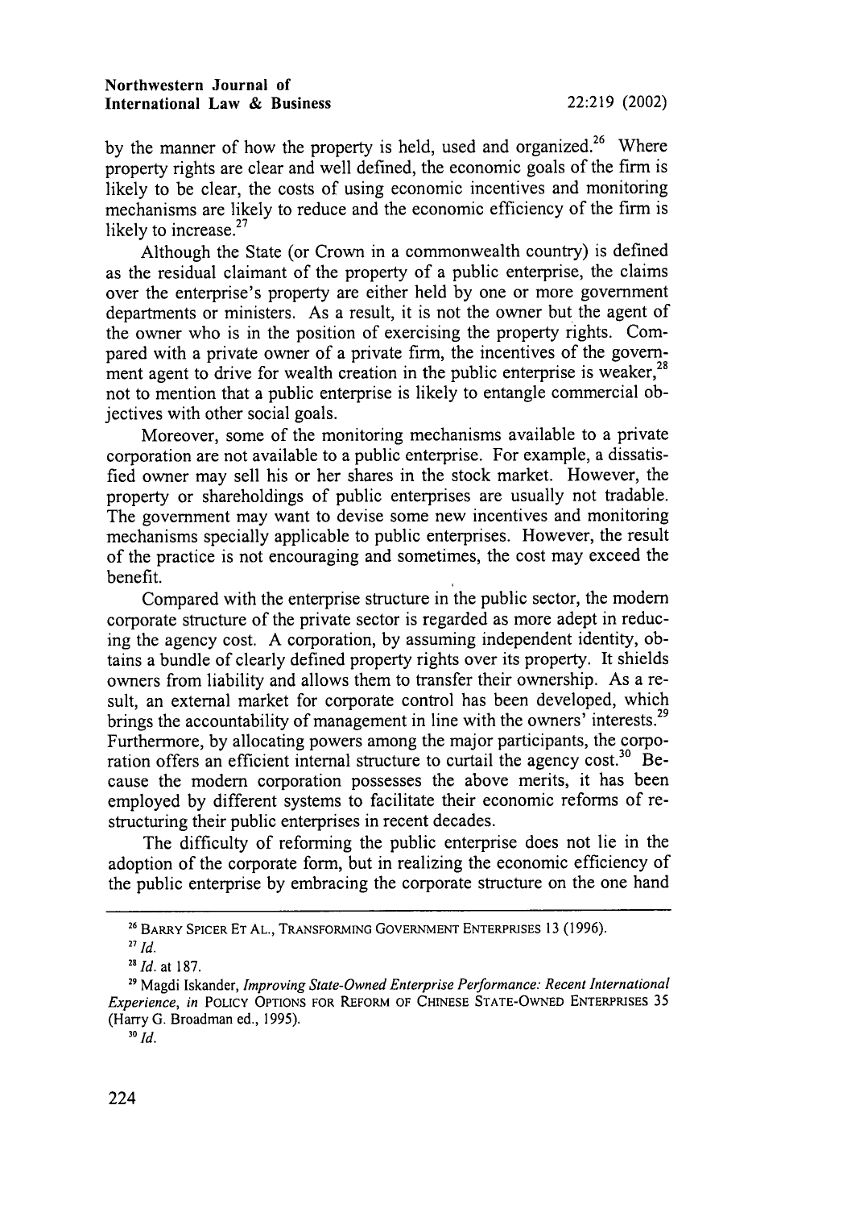by the manner of how the property is held, used and organized.[26] Where property rights are clear and well defined, the economic goals of the firm is likely to be clear, the costs of using economic incentives and monitoring mechanisms are likely to reduce and the economic efficiency of the firm is likely to increase.[27]

Although the State (or Crown in a commonwealth country) is defined as the residual claimant of the property of a public enterprise, the claims over the enterprise's property are either held by one or more government departments or ministers. As a result, it is not the owner but the agent of the owner who is in the position of exercising the property rights. Compared with a private owner of a private firm, the incentives of the government agent to drive for wealth creation in the public enterprise is weaker,[28] not to mention that a public enterprise is likely to entangle commercial objectives with other social goals.

Moreover, some of the monitoring mechanisms available to a private corporation are not available to a public enterprise. For example, a dissatisfied owner may sell his or her shares in the stock market. However, the property or shareholdings of public enterprises are usually not tradable. The government may want to devise some new incentives and monitoring mechanisms specially applicable to public enterprises. However, the result of the practice is not encouraging and sometimes, the cost may exceed the benefit.

Compared with the enterprise structure in the public sector, the modern corporate structure of the private sector is regarded as more adept in reducing the agency cost. A corporation, by assuming independent identity, obtains a bundle of clearly defined property rights over its property. It shields owners from liability and allows them to transfer their ownership. As a result, an external market for corporate control has been developed, which brings the accountability of management in line with the owners' interests.[29] Furthermore, by allocating powers among the major participants, the corporation offers an efficient internal structure to curtail the agency cost.[30] Because the modern corporation possesses the above merits, it has been employed by different systems to facilitate their economic reforms of restructuring their public enterprises in recent decades.

The difficulty of reforming the public enterprise does not lie in the adoption of the corporate form, but in realizing the economic efficiency of the public enterprise by embracing the corporate structure on the one hand

---

[26] BARRY SPICER ET AL., TRANSFORMING GOVERNMENT ENTERPRISES 13 (1996).

[27] *Id.*

[28] *Id.* at 187.

[29] Magdi Iskander, *Improving State-Owned Enterprise Performance: Recent International Experience*, *in* POLICY OPTIONS FOR REFORM OF CHINESE STATE-OWNED ENTERPRISES 35 (Harry G. Broadman ed., 1995).

[30] *Id.*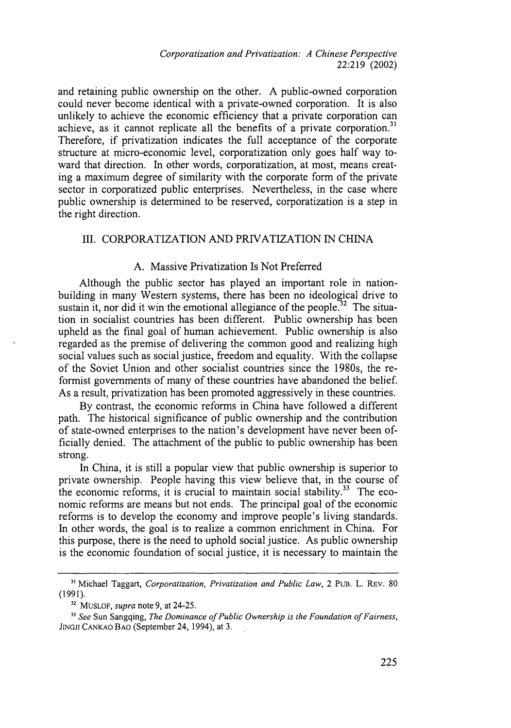and retaining public ownership on the other. A public-owned corporation could never become identical with a private-owned corporation. It is also unlikely to achieve the economic efficiency that a private corporation can achieve, as it cannot replicate all the benefits of a private corporation.[31] Therefore, if privatization indicates the full acceptance of the corporate structure at micro-economic level, corporatization only goes half way toward that direction. In other words, corporatization, at most, means creating a maximum degree of similarity with the corporate form of the private sector in corporatized public enterprises. Nevertheless, in the case where public ownership is determined to be reserved, corporatization is a step in the right direction.

## III. CORPORATIZATION AND PRIVATIZATION IN CHINA

### A. Massive Privatization Is Not Preferred

Although the public sector has played an important role in nation-building in many Western systems, there has been no ideological drive to sustain it, nor did it win the emotional allegiance of the people.[32] The situation in socialist countries has been different. Public ownership has been upheld as the final goal of human achievement. Public ownership is also regarded as the premise of delivering the common good and realizing high social values such as social justice, freedom and equality. With the collapse of the Soviet Union and other socialist countries since the 1980s, the reformist governments of many of these countries have abandoned the belief. As a result, privatization has been promoted aggressively in these countries.

By contrast, the economic reforms in China have followed a different path. The historical significance of public ownership and the contribution of state-owned enterprises to the nation's development have never been officially denied. The attachment of the public to public ownership has been strong.

In China, it is still a popular view that public ownership is superior to private ownership. People having this view believe that, in the course of the economic reforms, it is crucial to maintain social stability.[33] The economic reforms are means but not ends. The principal goal of the economic reforms is to develop the economy and improve people's living standards. In other words, the goal is to realize a common enrichment in China. For this purpose, there is the need to uphold social justice. As public ownership is the economic foundation of social justice, it is necessary to maintain the

---

[31] Michael Taggart, *Corporatization, Privatization and Public Law*, 2 PUB. L. REV. 80 (1991).

[32] MUSLOF, *supra* note 9, at 24-25.

[33] *See* Sun Sangqing, *The Dominance of Public Ownership is the Foundation of Fairness*, JINGJI CANKAO BAO (September 24, 1994), at 3.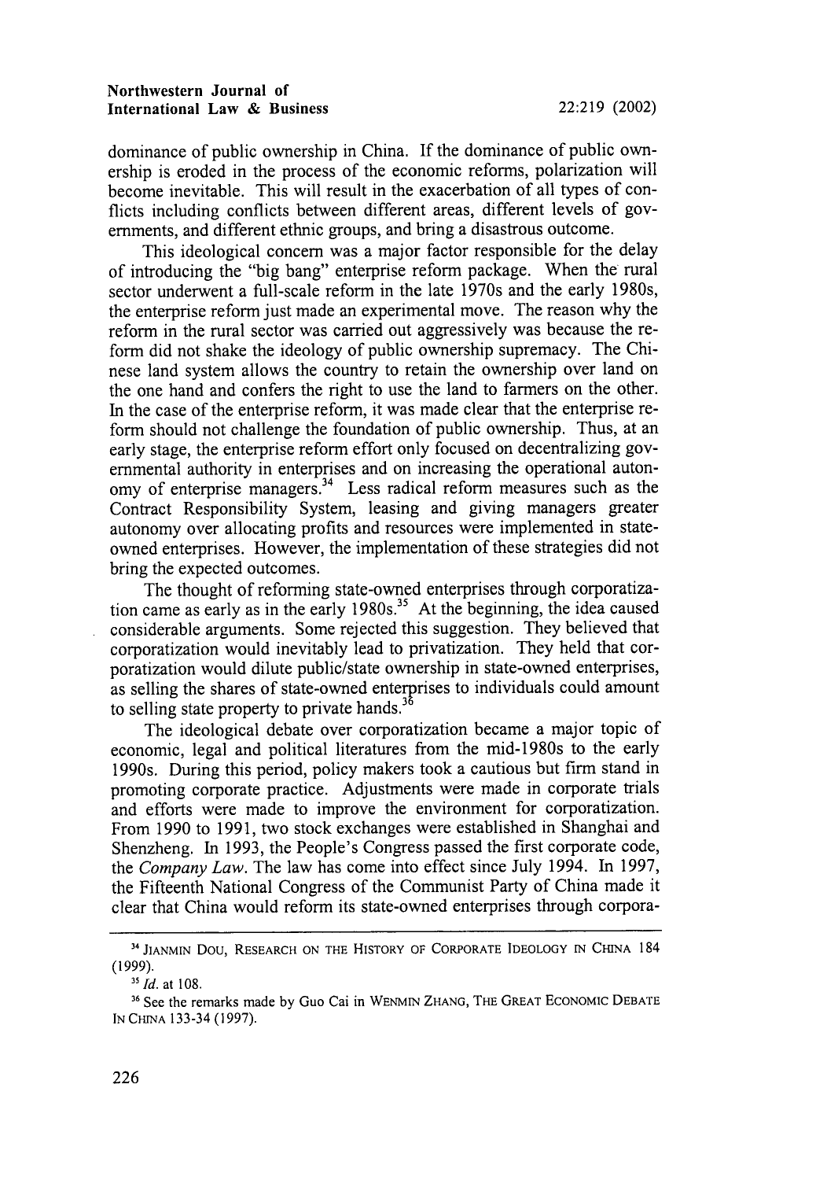dominance of public ownership in China. If the dominance of public ownership is eroded in the process of the economic reforms, polarization will become inevitable. This will result in the exacerbation of all types of conflicts including conflicts between different areas, different levels of governments, and different ethnic groups, and bring a disastrous outcome.

This ideological concern was a major factor responsible for the delay of introducing the "big bang" enterprise reform package. When the rural sector underwent a full-scale reform in the late 1970s and the early 1980s, the enterprise reform just made an experimental move. The reason why the reform in the rural sector was carried out aggressively was because the reform did not shake the ideology of public ownership supremacy. The Chinese land system allows the country to retain the ownership over land on the one hand and confers the right to use the land to farmers on the other. In the case of the enterprise reform, it was made clear that the enterprise reform should not challenge the foundation of public ownership. Thus, at an early stage, the enterprise reform effort only focused on decentralizing governmental authority in enterprises and on increasing the operational autonomy of enterprise managers.[34] Less radical reform measures such as the Contract Responsibility System, leasing and giving managers greater autonomy over allocating profits and resources were implemented in state-owned enterprises. However, the implementation of these strategies did not bring the expected outcomes.

The thought of reforming state-owned enterprises through corporatization came as early as in the early 1980s.[35] At the beginning, the idea caused considerable arguments. Some rejected this suggestion. They believed that corporatization would inevitably lead to privatization. They held that corporatization would dilute public/state ownership in state-owned enterprises, as selling the shares of state-owned enterprises to individuals could amount to selling state property to private hands.[36]

The ideological debate over corporatization became a major topic of economic, legal and political literatures from the mid-1980s to the early 1990s. During this period, policy makers took a cautious but firm stand in promoting corporate practice. Adjustments were made in corporate trials and efforts were made to improve the environment for corporatization. From 1990 to 1991, two stock exchanges were established in Shanghai and Shenzheng. In 1993, the People's Congress passed the first corporate code, the *Company Law*. The law has come into effect since July 1994. In 1997, the Fifteenth National Congress of the Communist Party of China made it clear that China would reform its state-owned enterprises through corpora-

---

[34] JIANMIN DOU, RESEARCH ON THE HISTORY OF CORPORATE IDEOLOGY IN CHINA 184 (1999).

[35] *Id.* at 108.

[36] See the remarks made by Guo Cai in WENMIN ZHANG, THE GREAT ECONOMIC DEBATE IN CHINA 133-34 (1997).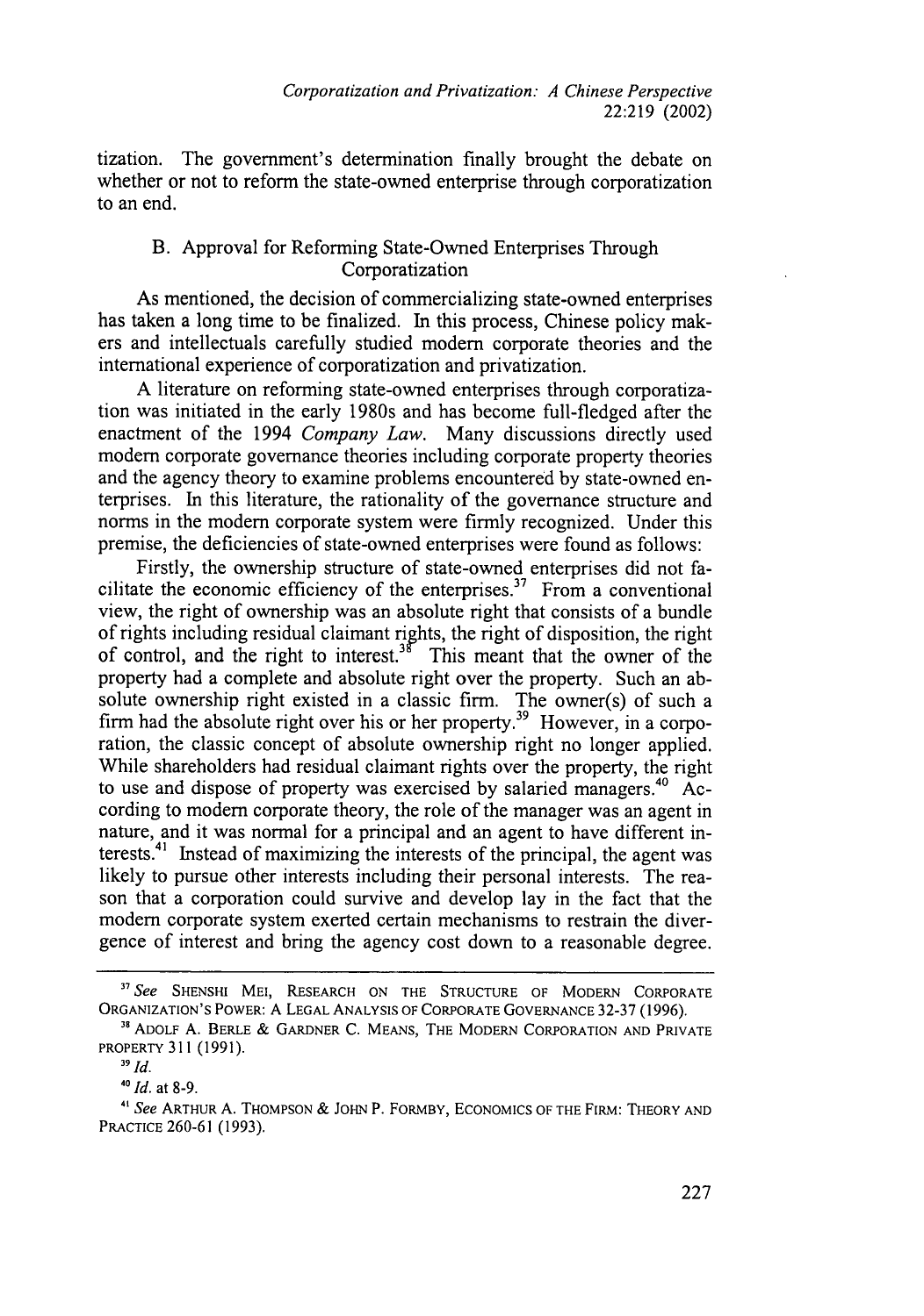tization. The government's determination finally brought the debate on whether or not to reform the state-owned enterprise through corporatization to an end.

### B. Approval for Reforming State-Owned Enterprises Through Corporatization

As mentioned, the decision of commercializing state-owned enterprises has taken a long time to be finalized. In this process, Chinese policy makers and intellectuals carefully studied modern corporate theories and the international experience of corporatization and privatization.

A literature on reforming state-owned enterprises through corporatization was initiated in the early 1980s and has become full-fledged after the enactment of the 1994 *Company Law*. Many discussions directly used modern corporate governance theories including corporate property theories and the agency theory to examine problems encountered by state-owned enterprises. In this literature, the rationality of the governance structure and norms in the modern corporate system were firmly recognized. Under this premise, the deficiencies of state-owned enterprises were found as follows:

Firstly, the ownership structure of state-owned enterprises did not facilitate the economic efficiency of the enterprises.[37] From a conventional view, the right of ownership was an absolute right that consists of a bundle of rights including residual claimant rights, the right of disposition, the right of control, and the right to interest.[38] This meant that the owner of the property had a complete and absolute right over the property. Such an absolute ownership right existed in a classic firm. The owner(s) of such a firm had the absolute right over his or her property.[39] However, in a corporation, the classic concept of absolute ownership right no longer applied. While shareholders had residual claimant rights over the property, the right to use and dispose of property was exercised by salaried managers.[40] According to modern corporate theory, the role of the manager was an agent in nature, and it was normal for a principal and an agent to have different interests.[41] Instead of maximizing the interests of the principal, the agent was likely to pursue other interests including their personal interests. The reason that a corporation could survive and develop lay in the fact that the modern corporate system exerted certain mechanisms to restrain the divergence of interest and bring the agency cost down to a reasonable degree.

---

[37] *See* SHENSHI MEI, RESEARCH ON THE STRUCTURE OF MODERN CORPORATE ORGANIZATION'S POWER: A LEGAL ANALYSIS OF CORPORATE GOVERNANCE 32-37 (1996).

[38] ADOLF A. BERLE & GARDNER C. MEANS, THE MODERN CORPORATION AND PRIVATE PROPERTY 311 (1991).

[39] *Id.*

[40] *Id.* at 8-9.

[41] *See* ARTHUR A. THOMPSON & JOHN P. FORMBY, ECONOMICS OF THE FIRM: THEORY AND PRACTICE 260-61 (1993).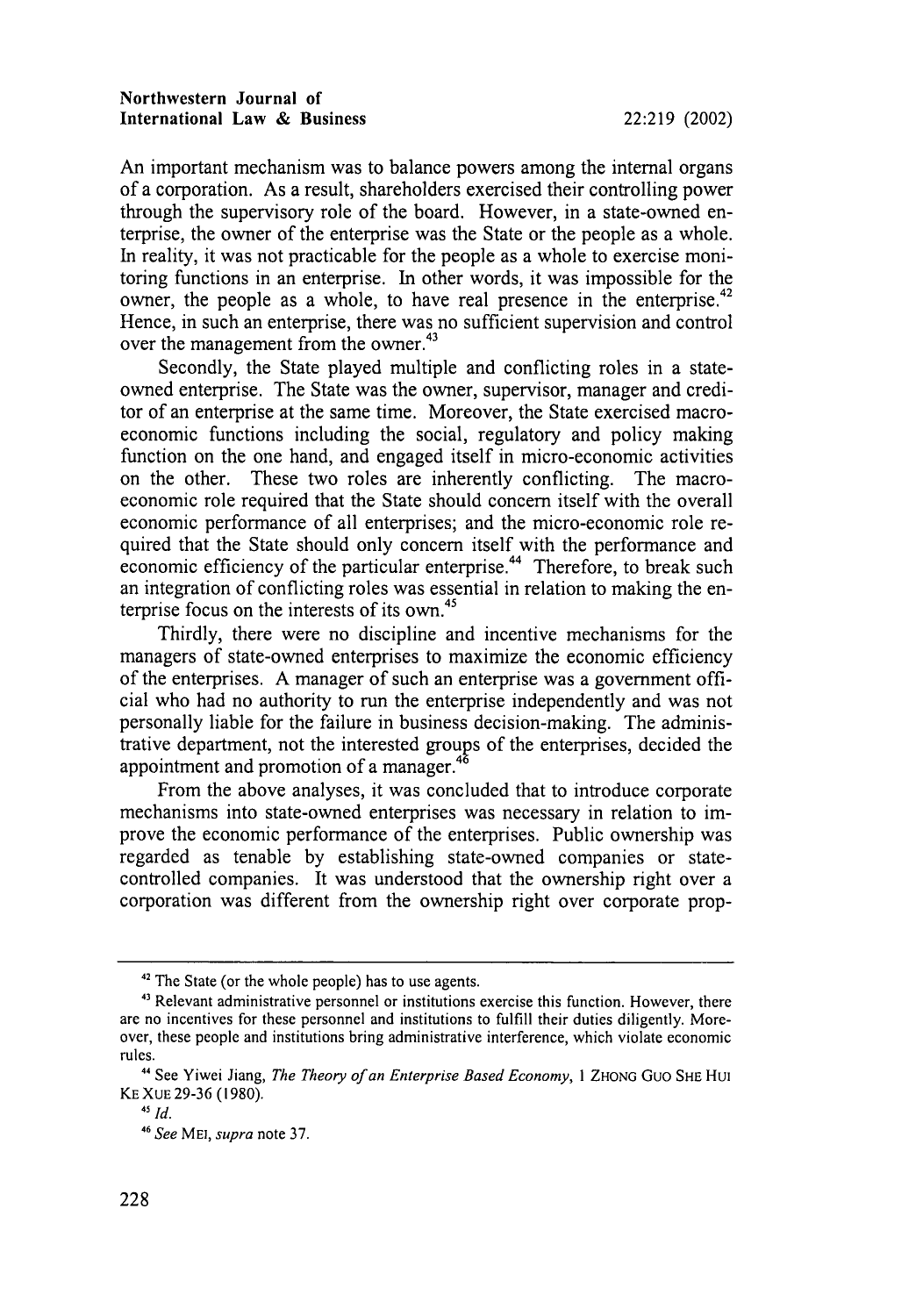An important mechanism was to balance powers among the internal organs of a corporation. As a result, shareholders exercised their controlling power through the supervisory role of the board. However, in a state-owned enterprise, the owner of the enterprise was the State or the people as a whole. In reality, it was not practicable for the people as a whole to exercise monitoring functions in an enterprise. In other words, it was impossible for the owner, the people as a whole, to have real presence in the enterprise.[42] Hence, in such an enterprise, there was no sufficient supervision and control over the management from the owner.[43]

Secondly, the State played multiple and conflicting roles in a state-owned enterprise. The State was the owner, supervisor, manager and creditor of an enterprise at the same time. Moreover, the State exercised macro-economic functions including the social, regulatory and policy making function on the one hand, and engaged itself in micro-economic activities on the other. These two roles are inherently conflicting. The macro-economic role required that the State should concern itself with the overall economic performance of all enterprises; and the micro-economic role required that the State should only concern itself with the performance and economic efficiency of the particular enterprise.[44] Therefore, to break such an integration of conflicting roles was essential in relation to making the enterprise focus on the interests of its own.[45]

Thirdly, there were no discipline and incentive mechanisms for the managers of state-owned enterprises to maximize the economic efficiency of the enterprises. A manager of such an enterprise was a government official who had no authority to run the enterprise independently and was not personally liable for the failure in business decision-making. The administrative department, not the interested groups of the enterprises, decided the appointment and promotion of a manager.[46]

From the above analyses, it was concluded that to introduce corporate mechanisms into state-owned enterprises was necessary in relation to improve the economic performance of the enterprises. Public ownership was regarded as tenable by establishing state-owned companies or state-controlled companies. It was understood that the ownership right over a corporation was different from the ownership right over corporate prop-

---

[42] The State (or the whole people) has to use agents.

[43] Relevant administrative personnel or institutions exercise this function. However, there are no incentives for these personnel and institutions to fulfill their duties diligently. Moreover, these people and institutions bring administrative interference, which violate economic rules.

[44] See Yiwei Jiang, *The Theory of an Enterprise Based Economy*, 1 ZHONG GUO SHE HUI KE XUE 29-36 (1980).

[45] *Id.*

[46] *See* MEI, *supra* note 37.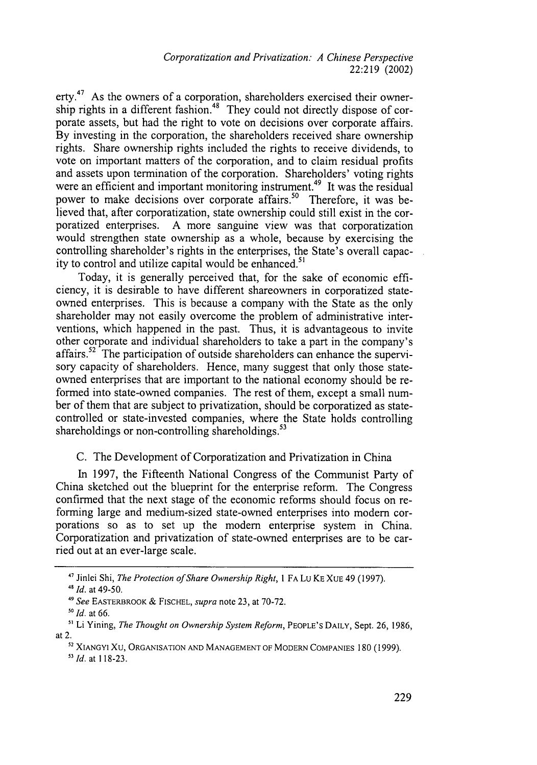erty.[47] As the owners of a corporation, shareholders exercised their ownership rights in a different fashion.[48] They could not directly dispose of corporate assets, but had the right to vote on decisions over corporate affairs. By investing in the corporation, the shareholders received share ownership rights. Share ownership rights included the rights to receive dividends, to vote on important matters of the corporation, and to claim residual profits and assets upon termination of the corporation. Shareholders' voting rights were an efficient and important monitoring instrument.[49] It was the residual power to make decisions over corporate affairs.[50] Therefore, it was believed that, after corporatization, state ownership could still exist in the corporatized enterprises. A more sanguine view was that corporatization would strengthen state ownership as a whole, because by exercising the controlling shareholder's rights in the enterprises, the State's overall capacity to control and utilize capital would be enhanced.[51]

Today, it is generally perceived that, for the sake of economic efficiency, it is desirable to have different shareowners in corporatized state-owned enterprises. This is because a company with the State as the only shareholder may not easily overcome the problem of administrative interventions, which happened in the past. Thus, it is advantageous to invite other corporate and individual shareholders to take a part in the company's affairs.[52] The participation of outside shareholders can enhance the supervisory capacity of shareholders. Hence, many suggest that only those state-owned enterprises that are important to the national economy should be reformed into state-owned companies. The rest of them, except a small number of them that are subject to privatization, should be corporatized as state-controlled or state-invested companies, where the State holds controlling shareholdings or non-controlling shareholdings.[53]

### C. The Development of Corporatization and Privatization in China

In 1997, the Fifteenth National Congress of the Communist Party of China sketched out the blueprint for the enterprise reform. The Congress confirmed that the next stage of the economic reforms should focus on reforming large and medium-sized state-owned enterprises into modern corporations so as to set up the modern enterprise system in China. Corporatization and privatization of state-owned enterprises are to be carried out at an ever-large scale.

---

[47] Jinlei Shi, *The Protection of Share Ownership Right*, 1 FA LU KE XUE 49 (1997).

[48] *Id.* at 49-50.

[49] *See* EASTERBROOK & FISCHEL, *supra* note 23, at 70-72.

[50] *Id.* at 66.

[51] Li Yining, *The Thought on Ownership System Reform*, PEOPLE'S DAILY, Sept. 26, 1986, at 2.

[52] XIANGYI XU, ORGANISATION AND MANAGEMENT OF MODERN COMPANIES 180 (1999).

[53] *Id.* at 118-23.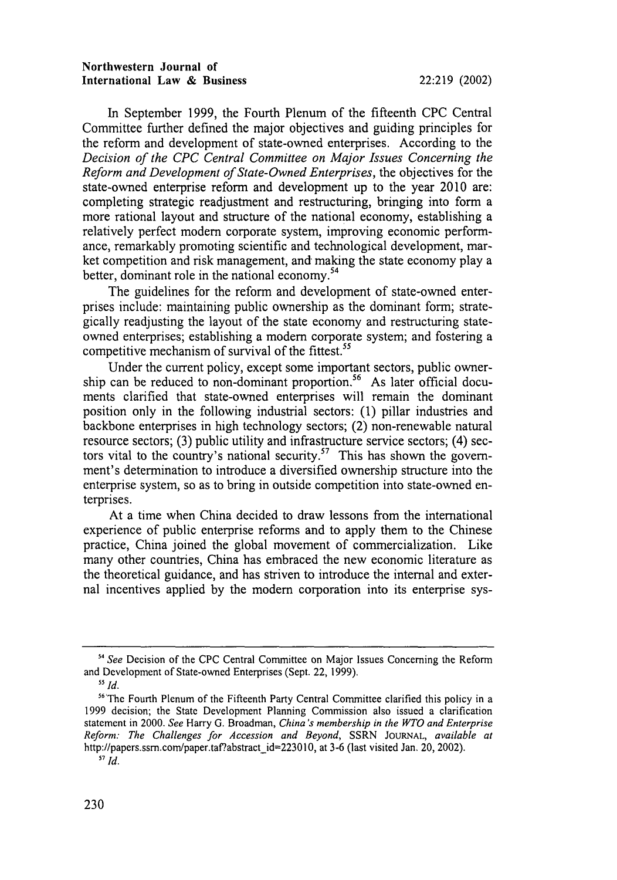In September 1999, the Fourth Plenum of the fifteenth CPC Central Committee further defined the major objectives and guiding principles for the reform and development of state-owned enterprises. According to the *Decision of the CPC Central Committee on Major Issues Concerning the Reform and Development of State-Owned Enterprises*, the objectives for the state-owned enterprise reform and development up to the year 2010 are: completing strategic readjustment and restructuring, bringing into form a more rational layout and structure of the national economy, establishing a relatively perfect modern corporate system, improving economic performance, remarkably promoting scientific and technological development, market competition and risk management, and making the state economy play a better, dominant role in the national economy.[54]

The guidelines for the reform and development of state-owned enterprises include: maintaining public ownership as the dominant form; strategically readjusting the layout of the state economy and restructuring state-owned enterprises; establishing a modern corporate system; and fostering a competitive mechanism of survival of the fittest.[55]

Under the current policy, except some important sectors, public ownership can be reduced to non-dominant proportion.[56] As later official documents clarified that state-owned enterprises will remain the dominant position only in the following industrial sectors: (1) pillar industries and backbone enterprises in high technology sectors; (2) non-renewable natural resource sectors; (3) public utility and infrastructure service sectors; (4) sectors vital to the country's national security.[57] This has shown the government's determination to introduce a diversified ownership structure into the enterprise system, so as to bring in outside competition into state-owned enterprises.

At a time when China decided to draw lessons from the international experience of public enterprise reforms and to apply them to the Chinese practice, China joined the global movement of commercialization. Like many other countries, China has embraced the new economic literature as the theoretical guidance, and has striven to introduce the internal and external incentives applied by the modern corporation into its enterprise sys-

---

[54] *See* Decision of the CPC Central Committee on Major Issues Concerning the Reform and Development of State-owned Enterprises (Sept. 22, 1999).

[55] *Id.*

[56] The Fourth Plenum of the Fifteenth Party Central Committee clarified this policy in a 1999 decision; the State Development Planning Commission also issued a clarification statement in 2000. *See* Harry G. Broadman, *China's membership in the WTO and Enterprise Reform: The Challenges for Accession and Beyond*, SSRN JOURNAL, *available at* http://papers.ssrn.com/paper.taf?abstract_id=223010, at 3-6 (last visited Jan. 20, 2002).

[57] *Id.*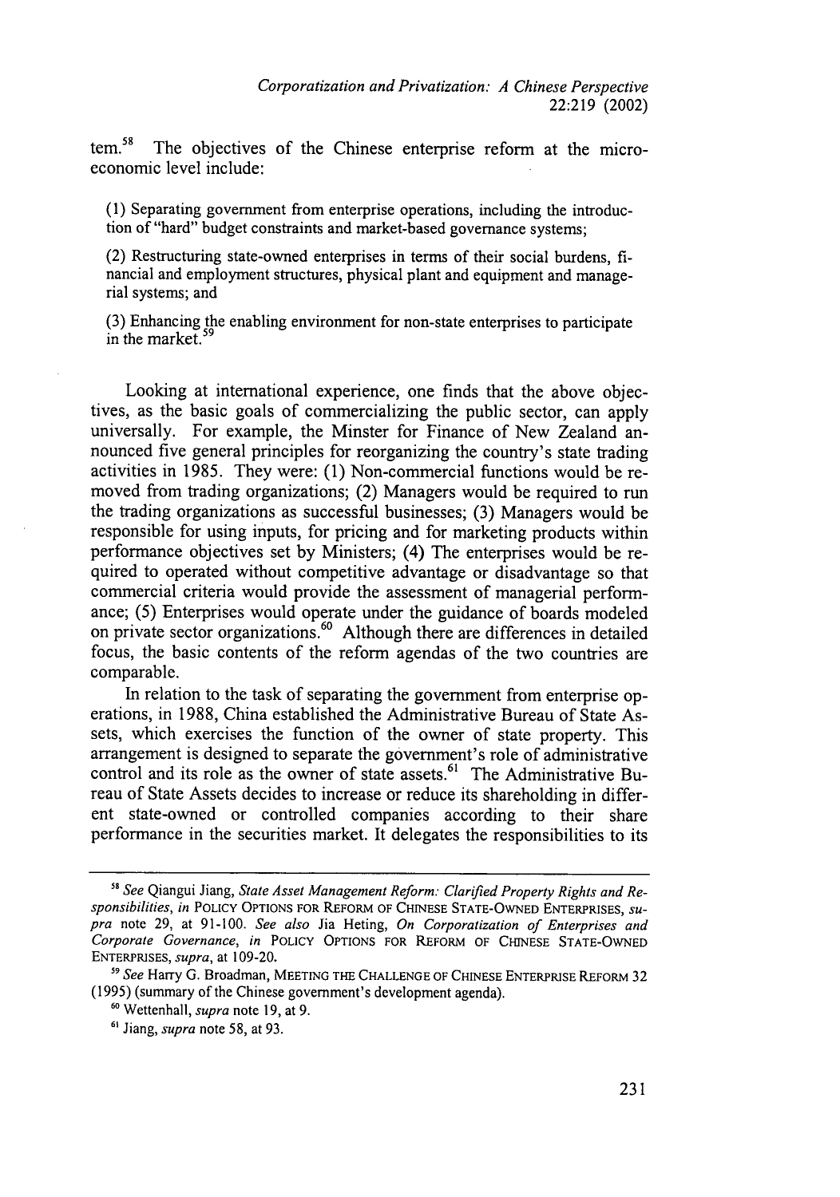tem.[58] The objectives of the Chinese enterprise reform at the microeconomic level include:

> (1) Separating government from enterprise operations, including the introduction of "hard" budget constraints and market-based governance systems;
>
> (2) Restructuring state-owned enterprises in terms of their social burdens, financial and employment structures, physical plant and equipment and managerial systems; and
>
> (3) Enhancing the enabling environment for non-state enterprises to participate in the market.[59]

Looking at international experience, one finds that the above objectives, as the basic goals of commercializing the public sector, can apply universally. For example, the Minster for Finance of New Zealand announced five general principles for reorganizing the country's state trading activities in 1985. They were: (1) Non-commercial functions would be removed from trading organizations; (2) Managers would be required to run the trading organizations as successful businesses; (3) Managers would be responsible for using inputs, for pricing and for marketing products within performance objectives set by Ministers; (4) The enterprises would be required to operated without competitive advantage or disadvantage so that commercial criteria would provide the assessment of managerial performance; (5) Enterprises would operate under the guidance of boards modeled on private sector organizations.[60] Although there are differences in detailed focus, the basic contents of the reform agendas of the two countries are comparable.

In relation to the task of separating the government from enterprise operations, in 1988, China established the Administrative Bureau of State Assets, which exercises the function of the owner of state property. This arrangement is designed to separate the government's role of administrative control and its role as the owner of state assets.[61] The Administrative Bureau of State Assets decides to increase or reduce its shareholding in different state-owned or controlled companies according to their share performance in the securities market. It delegates the responsibilities to its

---

[58] *See* Qiangui Jiang, *State Asset Management Reform: Clarified Property Rights and Responsibilities*, *in* POLICY OPTIONS FOR REFORM OF CHINESE STATE-OWNED ENTERPRISES, *supra* note 29, at 91-100. *See also* Jia Heting, *On Corporatization of Enterprises and Corporate Governance*, *in* POLICY OPTIONS FOR REFORM OF CHINESE STATE-OWNED ENTERPRISES, *supra*, at 109-20.

[59] *See* Harry G. Broadman, MEETING THE CHALLENGE OF CHINESE ENTERPRISE REFORM 32 (1995) (summary of the Chinese government's development agenda).

[60] Wettenhall, *supra* note 19, at 9.

[61] Jiang, *supra* note 58, at 93.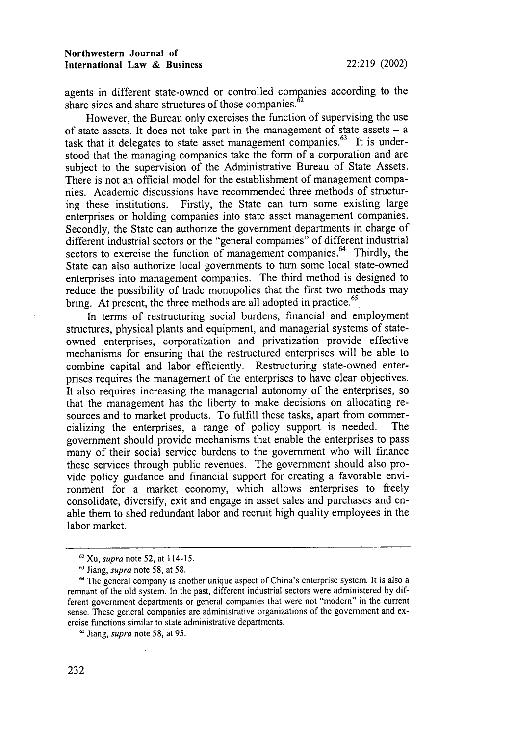agents in different state-owned or controlled companies according to the share sizes and share structures of those companies.[62]

However, the Bureau only exercises the function of supervising the use of state assets. It does not take part in the management of state assets – a task that it delegates to state asset management companies.[63] It is understood that the managing companies take the form of a corporation and are subject to the supervision of the Administrative Bureau of State Assets. There is not an official model for the establishment of management companies. Academic discussions have recommended three methods of structuring these institutions. Firstly, the State can turn some existing large enterprises or holding companies into state asset management companies. Secondly, the State can authorize the government departments in charge of different industrial sectors or the "general companies" of different industrial sectors to exercise the function of management companies.[64] Thirdly, the State can also authorize local governments to turn some local state-owned enterprises into management companies. The third method is designed to reduce the possibility of trade monopolies that the first two methods may bring. At present, the three methods are all adopted in practice.[65]

In terms of restructuring social burdens, financial and employment structures, physical plants and equipment, and managerial systems of state-owned enterprises, corporatization and privatization provide effective mechanisms for ensuring that the restructured enterprises will be able to combine capital and labor efficiently. Restructuring state-owned enterprises requires the management of the enterprises to have clear objectives. It also requires increasing the managerial autonomy of the enterprises, so that the management has the liberty to make decisions on allocating resources and to market products. To fulfill these tasks, apart from commercializing the enterprises, a range of policy support is needed. The government should provide mechanisms that enable the enterprises to pass many of their social service burdens to the government who will finance these services through public revenues. The government should also provide policy guidance and financial support for creating a favorable environment for a market economy, which allows enterprises to freely consolidate, diversify, exit and engage in asset sales and purchases and enable them to shed redundant labor and recruit high quality employees in the labor market.

---

[62] Xu, *supra* note 52, at 114-15.

[63] Jiang, *supra* note 58, at 58.

[64] The general company is another unique aspect of China's enterprise system. It is also a remnant of the old system. In the past, different industrial sectors were administered by different government departments or general companies that were not "modern" in the current sense. These general companies are administrative organizations of the government and exercise functions similar to state administrative departments.

[65] Jiang, *supra* note 58, at 95.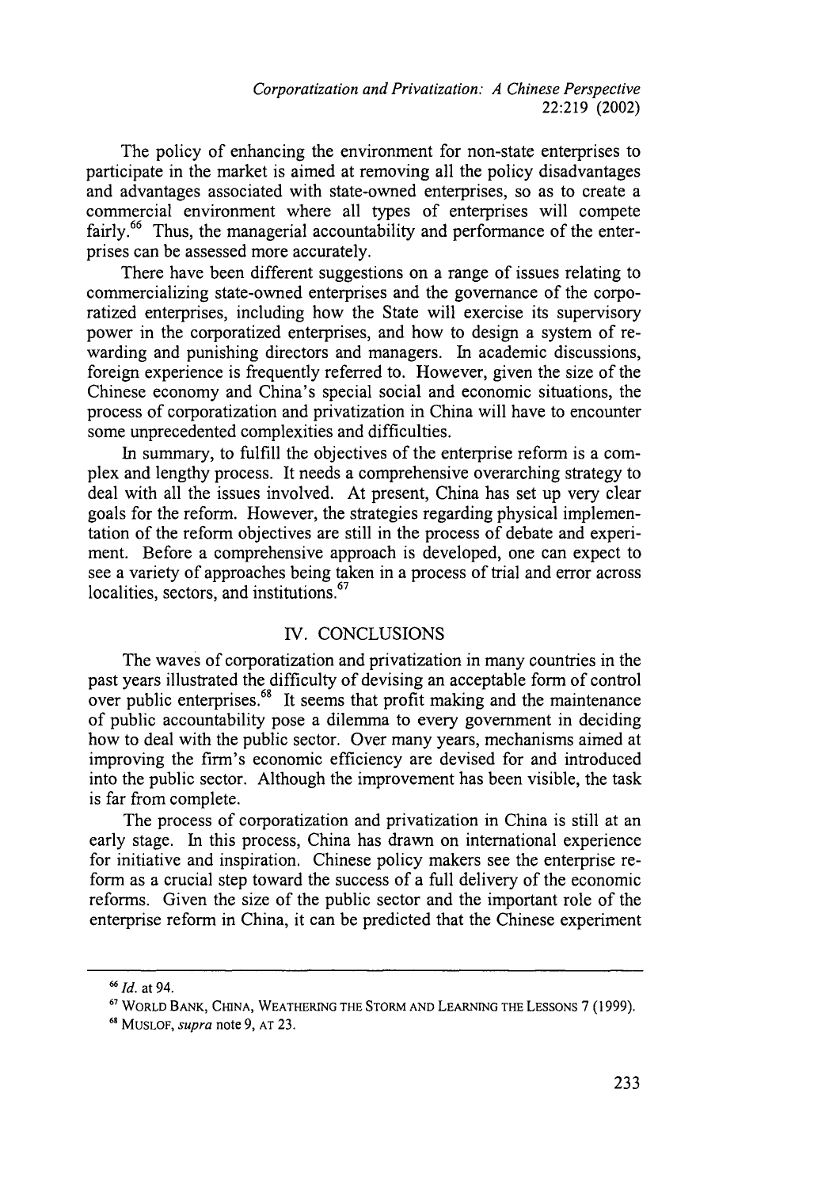The policy of enhancing the environment for non-state enterprises to participate in the market is aimed at removing all the policy disadvantages and advantages associated with state-owned enterprises, so as to create a commercial environment where all types of enterprises will compete fairly.[66] Thus, the managerial accountability and performance of the enterprises can be assessed more accurately.

There have been different suggestions on a range of issues relating to commercializing state-owned enterprises and the governance of the corporatized enterprises, including how the State will exercise its supervisory power in the corporatized enterprises, and how to design a system of rewarding and punishing directors and managers. In academic discussions, foreign experience is frequently referred to. However, given the size of the Chinese economy and China's special social and economic situations, the process of corporatization and privatization in China will have to encounter some unprecedented complexities and difficulties.

In summary, to fulfill the objectives of the enterprise reform is a complex and lengthy process. It needs a comprehensive overarching strategy to deal with all the issues involved. At present, China has set up very clear goals for the reform. However, the strategies regarding physical implementation of the reform objectives are still in the process of debate and experiment. Before a comprehensive approach is developed, one can expect to see a variety of approaches being taken in a process of trial and error across localities, sectors, and institutions.[67]

## IV. CONCLUSIONS

The waves of corporatization and privatization in many countries in the past years illustrated the difficulty of devising an acceptable form of control over public enterprises.[68] It seems that profit making and the maintenance of public accountability pose a dilemma to every government in deciding how to deal with the public sector. Over many years, mechanisms aimed at improving the firm's economic efficiency are devised for and introduced into the public sector. Although the improvement has been visible, the task is far from complete.

The process of corporatization and privatization in China is still at an early stage. In this process, China has drawn on international experience for initiative and inspiration. Chinese policy makers see the enterprise reform as a crucial step toward the success of a full delivery of the economic reforms. Given the size of the public sector and the important role of the enterprise reform in China, it can be predicted that the Chinese experiment

---

[66] *Id.* at 94.

[67] WORLD BANK, CHINA, WEATHERING THE STORM AND LEARNING THE LESSONS 7 (1999).

[68] MUSLOF, *supra* note 9, AT 23.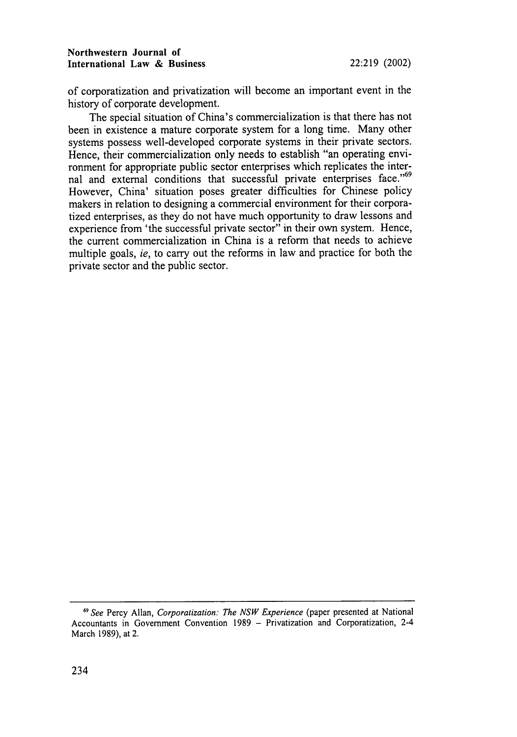of corporatization and privatization will become an important event in the history of corporate development.

The special situation of China's commercialization is that there has not been in existence a mature corporate system for a long time. Many other systems possess well-developed corporate systems in their private sectors. Hence, their commercialization only needs to establish "an operating environment for appropriate public sector enterprises which replicates the internal and external conditions that successful private enterprises face."[69] However, China' situation poses greater difficulties for Chinese policy makers in relation to designing a commercial environment for their corporatized enterprises, as they do not have much opportunity to draw lessons and experience from 'the successful private sector" in their own system. Hence, the current commercialization in China is a reform that needs to achieve multiple goals, *ie*, to carry out the reforms in law and practice for both the private sector and the public sector.

---

[69] *See* Percy Allan, *Corporatization: The NSW Experience* (paper presented at National Accountants in Government Convention 1989 – Privatization and Corporatization, 2-4 March 1989), at 2.